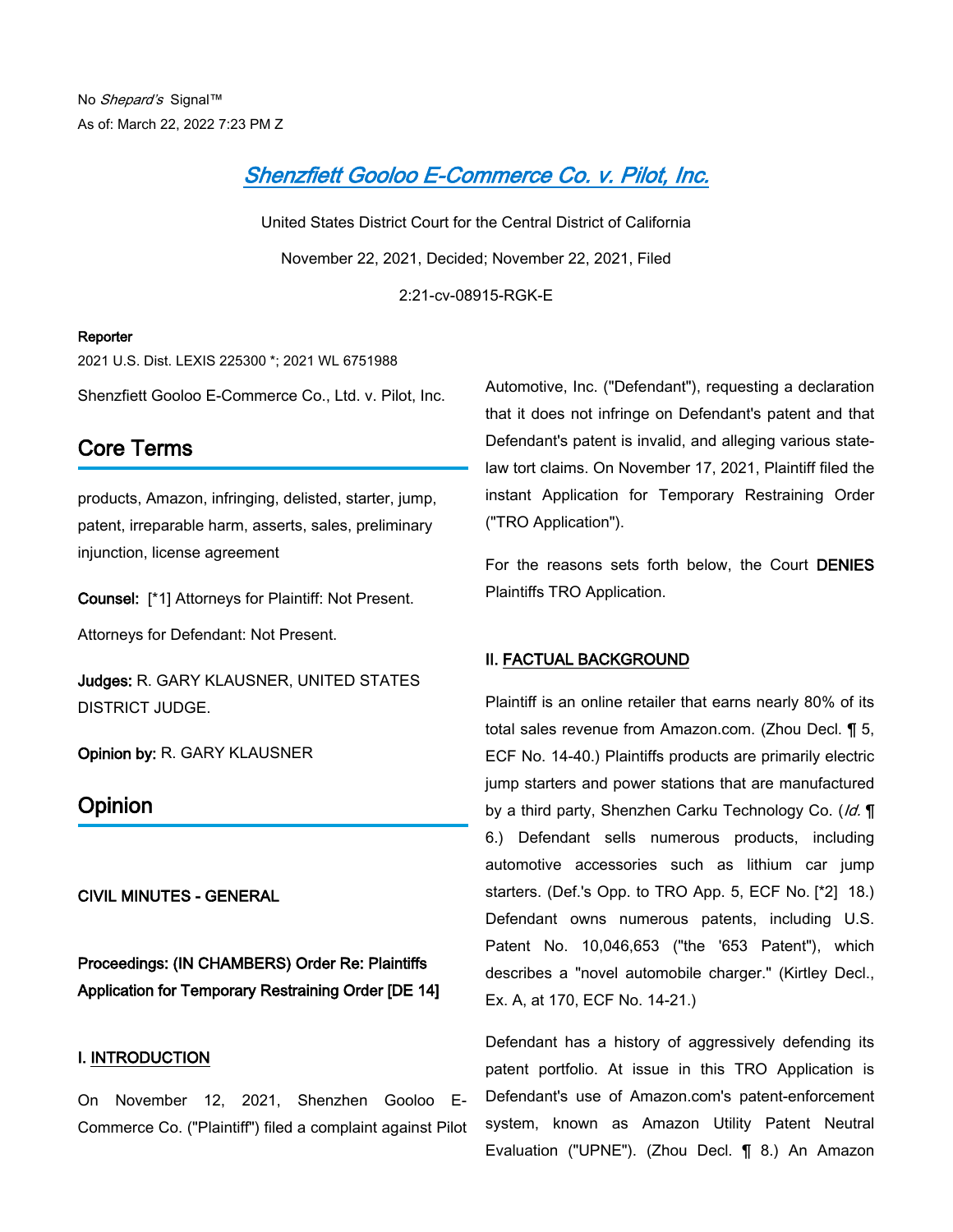No *Shepard's* Signal™
As of: March 22, 2022 7:23 PM Z

# Shenzfiett Gooloo E-Commerce Co. v. Pilot, Inc.

United States District Court for the Central District of California

November 22, 2021, Decided; November 22, 2021, Filed

2:21-cv-08915-RGK-E

**Reporter**

2021 U.S. Dist. LEXIS 225300 *; 2021 WL 6751988

Shenzfiett Gooloo E-Commerce Co., Ltd. v. Pilot, Inc.

## Core Terms

products, Amazon, infringing, delisted, starter, jump, patent, irreparable harm, asserts, sales, preliminary injunction, license agreement

**Counsel:** [*1] Attorneys for Plaintiff: Not Present.

Attorneys for Defendant: Not Present.

**Judges:** R. GARY KLAUSNER, UNITED STATES DISTRICT JUDGE.

**Opinion by:** R. GARY KLAUSNER

## Opinion

**CIVIL MINUTES - GENERAL**

**Proceedings: (IN CHAMBERS) Order Re: Plaintiffs Application for Temporary Restraining Order [DE 14]**

**I. INTRODUCTION**

On November 12, 2021, Shenzhen Gooloo E-Commerce Co. ("Plaintiff") filed a complaint against Pilot Automotive, Inc. ("Defendant"), requesting a declaration that it does not infringe on Defendant's patent and that Defendant's patent is invalid, and alleging various state-law tort claims. On November 17, 2021, Plaintiff filed the instant Application for Temporary Restraining Order ("TRO Application").

For the reasons sets forth below, the Court **DENIES** Plaintiffs TRO Application.

**II. FACTUAL BACKGROUND**

Plaintiff is an online retailer that earns nearly 80% of its total sales revenue from Amazon.com. (Zhou Decl. ¶ 5, ECF No. 14-40.) Plaintiffs products are primarily electric jump starters and power stations that are manufactured by a third party, Shenzhen Carku Technology Co. (*Id.* ¶ 6.) Defendant sells numerous products, including automotive accessories such as lithium car jump starters. (Def.'s Opp. to TRO App. 5, ECF No. [*2] 18.) Defendant owns numerous patents, including U.S. Patent No. 10,046,653 ("the '653 Patent"), which describes a "novel automobile charger." (Kirtley Decl., Ex. A, at 170, ECF No. 14-21.)

Defendant has a history of aggressively defending its patent portfolio. At issue in this TRO Application is Defendant's use of Amazon.com's patent-enforcement system, known as Amazon Utility Patent Neutral Evaluation ("UPNE"). (Zhou Decl. ¶ 8.) An Amazon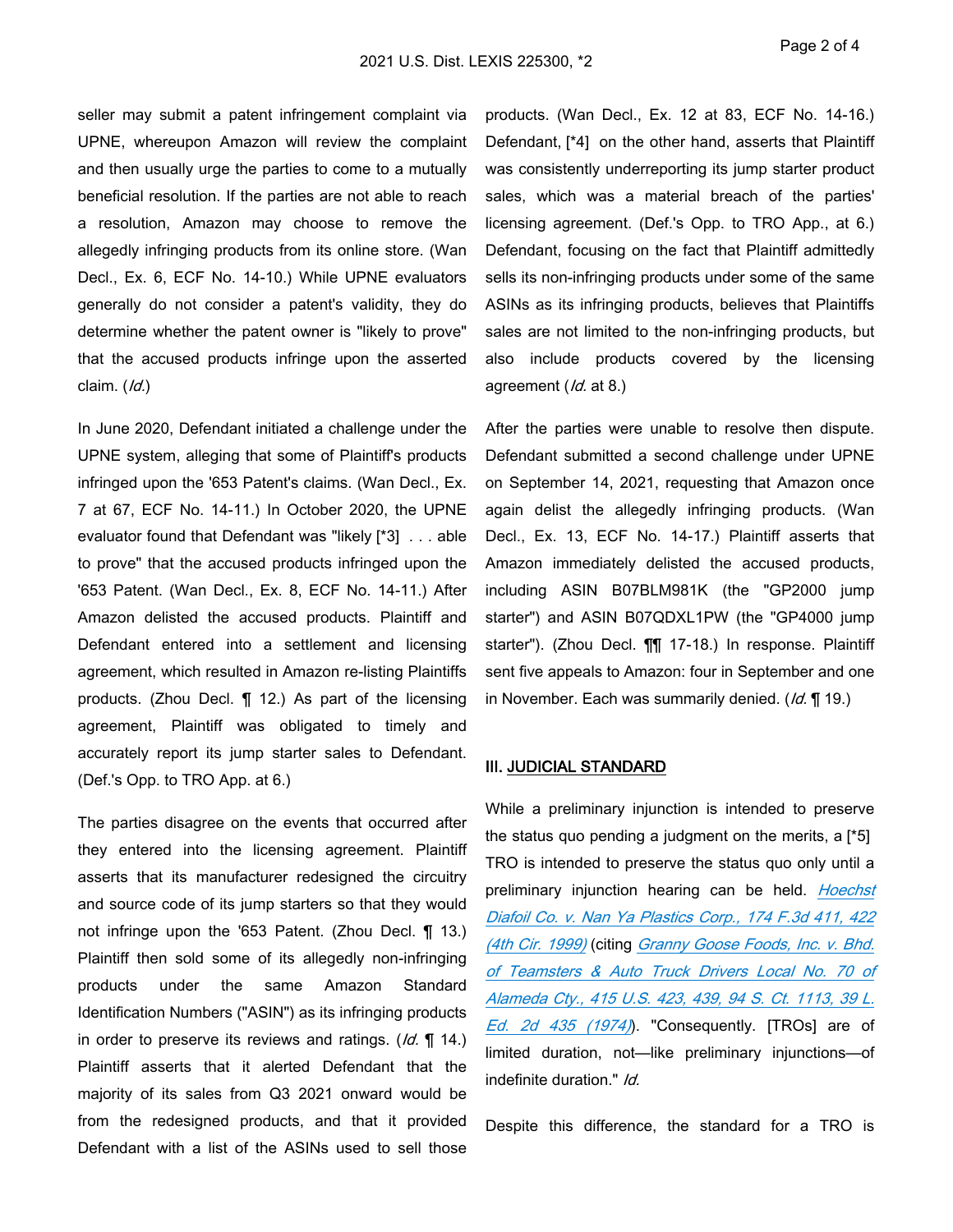seller may submit a patent infringement complaint via UPNE, whereupon Amazon will review the complaint and then usually urge the parties to come to a mutually beneficial resolution. If the parties are not able to reach a resolution, Amazon may choose to remove the allegedly infringing products from its online store. (Wan Decl., Ex. 6, ECF No. 14-10.) While UPNE evaluators generally do not consider a patent's validity, they do determine whether the patent owner is "likely to prove" that the accused products infringe upon the asserted claim. (*Id.*)

In June 2020, Defendant initiated a challenge under the UPNE system, alleging that some of Plaintiff's products infringed upon the '653 Patent's claims. (Wan Decl., Ex. 7 at 67, ECF No. 14-11.) In October 2020, the UPNE evaluator found that Defendant was "likely [*3] . . . able to prove" that the accused products infringed upon the '653 Patent. (Wan Decl., Ex. 8, ECF No. 14-11.) After Amazon delisted the accused products. Plaintiff and Defendant entered into a settlement and licensing agreement, which resulted in Amazon re-listing Plaintiffs products. (Zhou Decl. ¶ 12.) As part of the licensing agreement, Plaintiff was obligated to timely and accurately report its jump starter sales to Defendant. (Def.'s Opp. to TRO App. at 6.)

The parties disagree on the events that occurred after they entered into the licensing agreement. Plaintiff asserts that its manufacturer redesigned the circuitry and source code of its jump starters so that they would not infringe upon the '653 Patent. (Zhou Decl. ¶ 13.) Plaintiff then sold some of its allegedly non-infringing products under the same Amazon Standard Identification Numbers ("ASIN") as its infringing products in order to preserve its reviews and ratings. (*Id.* ¶ 14.) Plaintiff asserts that it alerted Defendant that the majority of its sales from Q3 2021 onward would be from the redesigned products, and that it provided Defendant with a list of the ASINs used to sell those products. (Wan Decl., Ex. 12 at 83, ECF No. 14-16.) Defendant, [*4] on the other hand, asserts that Plaintiff was consistently underreporting its jump starter product sales, which was a material breach of the parties' licensing agreement. (Def.'s Opp. to TRO App., at 6.) Defendant, focusing on the fact that Plaintiff admittedly sells its non-infringing products under some of the same ASINs as its infringing products, believes that Plaintiffs sales are not limited to the non-infringing products, but also include products covered by the licensing agreement (*Id.* at 8.)

After the parties were unable to resolve then dispute. Defendant submitted a second challenge under UPNE on September 14, 2021, requesting that Amazon once again delist the allegedly infringing products. (Wan Decl., Ex. 13, ECF No. 14-17.) Plaintiff asserts that Amazon immediately delisted the accused products, including ASIN B07BLM981K (the "GP2000 jump starter") and ASIN B07QDXL1PW (the "GP4000 jump starter"). (Zhou Decl. ¶¶ 17-18.) In response. Plaintiff sent five appeals to Amazon: four in September and one in November. Each was summarily denied. (*Id.* ¶ 19.)

## III. JUDICIAL STANDARD

While a preliminary injunction is intended to preserve the status quo pending a judgment on the merits, a [*5] TRO is intended to preserve the status quo only until a preliminary injunction hearing can be held. *Hoechst Diafoil Co. v. Nan Ya Plastics Corp., 174 F.3d 411, 422 (4th Cir. 1999)* (citing *Granny Goose Foods, Inc. v. Bhd. of Teamsters & Auto Truck Drivers Local No. 70 of Alameda Cty., 415 U.S. 423, 439, 94 S. Ct. 1113, 39 L. Ed. 2d 435 (1974)*). "Consequently. [TROs] are of limited duration, not—like preliminary injunctions—of indefinite duration." *Id.*

Despite this difference, the standard for a TRO is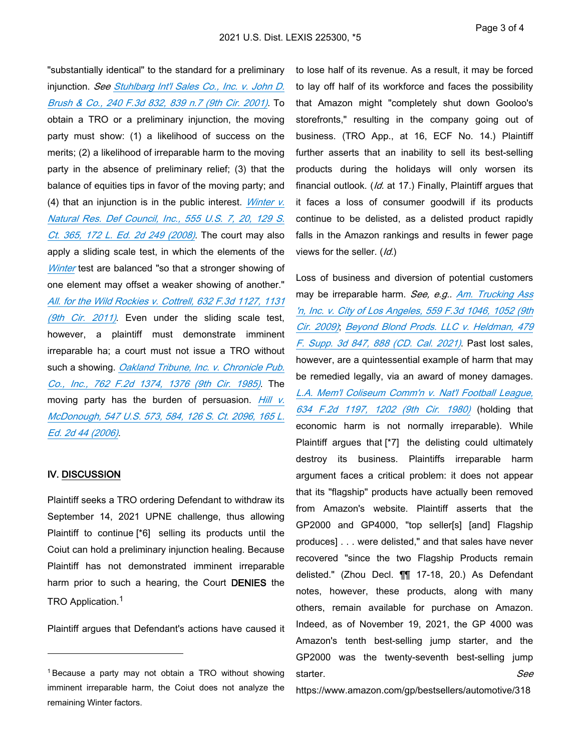"substantially identical" to the standard for a preliminary injunction. *See* Stuhlbarg Int'l Sales Co., Inc. v. John D. Brush & Co., 240 F.3d 832, 839 n.7 (9th Cir. 2001). To obtain a TRO or a preliminary injunction, the moving party must show: (1) a likelihood of success on the merits; (2) a likelihood of irreparable harm to the moving party in the absence of preliminary relief; (3) that the balance of equities tips in favor of the moving party; and (4) that an injunction is in the public interest. Winter v. Natural Res. Def Council, Inc., 555 U.S. 7, 20, 129 S. Ct. 365, 172 L. Ed. 2d 249 (2008). The court may also apply a sliding scale test, in which the elements of the *Winter* test are balanced "so that a stronger showing of one element may offset a weaker showing of another." All. for the Wild Rockies v. Cottrell, 632 F.3d 1127, 1131 (9th Cir. 2011). Even under the sliding scale test, however, a plaintiff must demonstrate imminent irreparable ha; a court must not issue a TRO without such a showing. Oakland Tribune, Inc. v. Chronicle Pub. Co., Inc., 762 F.2d 1374, 1376 (9th Cir. 1985). The moving party has the burden of persuasion. Hill v. McDonough, 547 U.S. 573, 584, 126 S. Ct. 2096, 165 L. Ed. 2d 44 (2006).

## IV. DISCUSSION

Plaintiff seeks a TRO ordering Defendant to withdraw its September 14, 2021 UPNE challenge, thus allowing Plaintiff to continue [*6] selling its products until the Coiut can hold a preliminary injunction healing. Because Plaintiff has not demonstrated imminent irreparable harm prior to such a hearing, the Court **DENIES** the TRO Application.[1]

Plaintiff argues that Defendant's actions have caused it to lose half of its revenue. As a result, it may be forced to lay off half of its workforce and faces the possibility that Amazon might "completely shut down Gooloo's storefronts," resulting in the company going out of business. (TRO App., at 16, ECF No. 14.) Plaintiff further asserts that an inability to sell its best-selling products during the holidays will only worsen its financial outlook. (*Id.* at 17.) Finally, Plaintiff argues that it faces a loss of consumer goodwill if its products continue to be delisted, as a delisted product rapidly falls in the Amazon rankings and results in fewer page views for the seller. (*Id.*)

Loss of business and diversion of potential customers may be irreparable harm. *See, e.g.*. Am. Trucking Ass 'n, Inc. v. City of Los Angeles, 559 F.3d 1046, 1052 (9th Cir. 2009); Beyond Blond Prods. LLC v. Heldman, 479 F. Supp. 3d 847, 888 (CD. Cal. 2021). Past lost sales, however, are a quintessential example of harm that may be remedied legally, via an award of money damages. L.A. Mem'l Coliseum Comm'n v. Nat'l Football League, 634 F.2d 1197, 1202 (9th Cir. 1980) (holding that economic harm is not normally irreparable). While Plaintiff argues that [*7] the delisting could ultimately destroy its business. Plaintiffs irreparable harm argument faces a critical problem: it does not appear that its "flagship" products have actually been removed from Amazon's website. Plaintiff asserts that the GP2000 and GP4000, "top seller[s] [and] Flagship produces] . . . were delisted," and that sales have never recovered "since the two Flagship Products remain delisted." (Zhou Decl. ¶¶ 17-18, 20.) As Defendant notes, however, these products, along with many others, remain available for purchase on Amazon. Indeed, as of November 19, 2021, the GP 4000 was Amazon's tenth best-selling jump starter, and the GP2000 was the twenty-seventh best-selling jump starter. *See* https://www.amazon.com/gp/bestsellers/automotive/318

---

[1] Because a party may not obtain a TRO without showing imminent irreparable harm, the Coiut does not analyze the remaining Winter factors.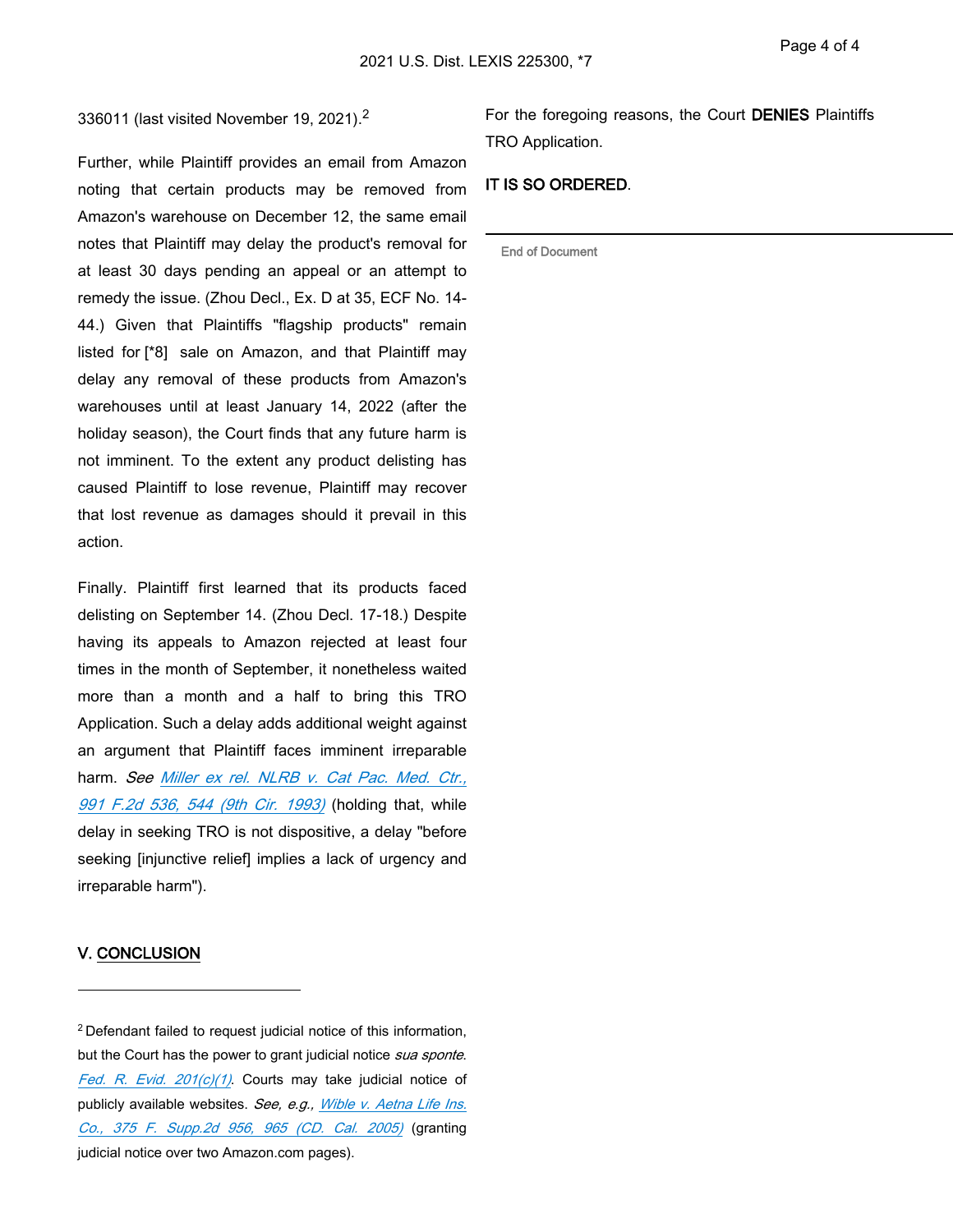336011 (last visited November 19, 2021).[2]

Further, while Plaintiff provides an email from Amazon noting that certain products may be removed from Amazon's warehouse on December 12, the same email notes that Plaintiff may delay the product's removal for at least 30 days pending an appeal or an attempt to remedy the issue. (Zhou Decl., Ex. D at 35, ECF No. 14-44.) Given that Plaintiffs "flagship products" remain listed for [*8] sale on Amazon, and that Plaintiff may delay any removal of these products from Amazon's warehouses until at least January 14, 2022 (after the holiday season), the Court finds that any future harm is not imminent. To the extent any product delisting has caused Plaintiff to lose revenue, Plaintiff may recover that lost revenue as damages should it prevail in this action.

Finally. Plaintiff first learned that its products faced delisting on September 14. (Zhou Decl. 17-18.) Despite having its appeals to Amazon rejected at least four times in the month of September, it nonetheless waited more than a month and a half to bring this TRO Application. Such a delay adds additional weight against an argument that Plaintiff faces imminent irreparable harm. *See* Miller ex rel. NLRB v. Cat Pac. Med. Ctr., 991 F.2d 536, 544 (9th Cir. 1993) (holding that, while delay in seeking TRO is not dispositive, a delay "before seeking [injunctive relief] implies a lack of urgency and irreparable harm").

## V. CONCLUSION

For the foregoing reasons, the Court **DENIES** Plaintiffs TRO Application.

**IT IS SO ORDERED**.

End of Document

---

[2] Defendant failed to request judicial notice of this information, but the Court has the power to grant judicial notice *sua sponte*. Fed. R. Evid. 201(c)(1). Courts may take judicial notice of publicly available websites. *See, e.g.,* Wible v. Aetna Life Ins. Co., 375 F. Supp.2d 956, 965 (CD. Cal. 2005) (granting judicial notice over two Amazon.com pages).